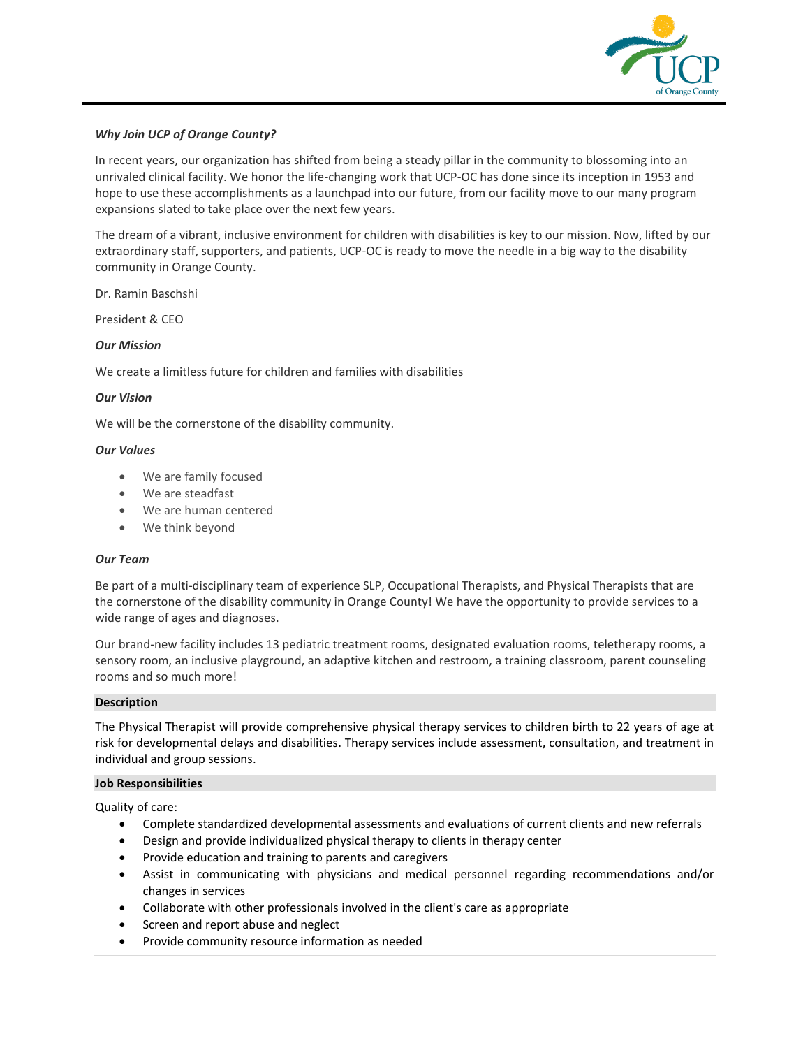***Why Join UCP of Orange County?***

In recent years, our organization has shifted from being a steady pillar in the community to blossoming into an unrivaled clinical facility. We honor the life-changing work that UCP-OC has done since its inception in 1953 and hope to use these accomplishments as a launchpad into our future, from our facility move to our many program expansions slated to take place over the next few years.

The dream of a vibrant, inclusive environment for children with disabilities is key to our mission. Now, lifted by our extraordinary staff, supporters, and patients, UCP-OC is ready to move the needle in a big way to the disability community in Orange County.

Dr. Ramin Baschshi

President & CEO

***Our Mission***

We create a limitless future for children and families with disabilities

***Our Vision***

We will be the cornerstone of the disability community.

***Our Values***

- We are family focused
- We are steadfast
- We are human centered
- We think beyond

***Our Team***

Be part of a multi-disciplinary team of experience SLP, Occupational Therapists, and Physical Therapists that are the cornerstone of the disability community in Orange County! We have the opportunity to provide services to a wide range of ages and diagnoses.

Our brand-new facility includes 13 pediatric treatment rooms, designated evaluation rooms, teletherapy rooms, a sensory room, an inclusive playground, an adaptive kitchen and restroom, a training classroom, parent counseling rooms and so much more!

**Description**

The Physical Therapist will provide comprehensive physical therapy services to children birth to 22 years of age at risk for developmental delays and disabilities. Therapy services include assessment, consultation, and treatment in individual and group sessions.

**Job Responsibilities**

Quality of care:

- Complete standardized developmental assessments and evaluations of current clients and new referrals
- Design and provide individualized physical therapy to clients in therapy center
- Provide education and training to parents and caregivers
- Assist in communicating with physicians and medical personnel regarding recommendations and/or changes in services
- Collaborate with other professionals involved in the client's care as appropriate
- Screen and report abuse and neglect
- Provide community resource information as needed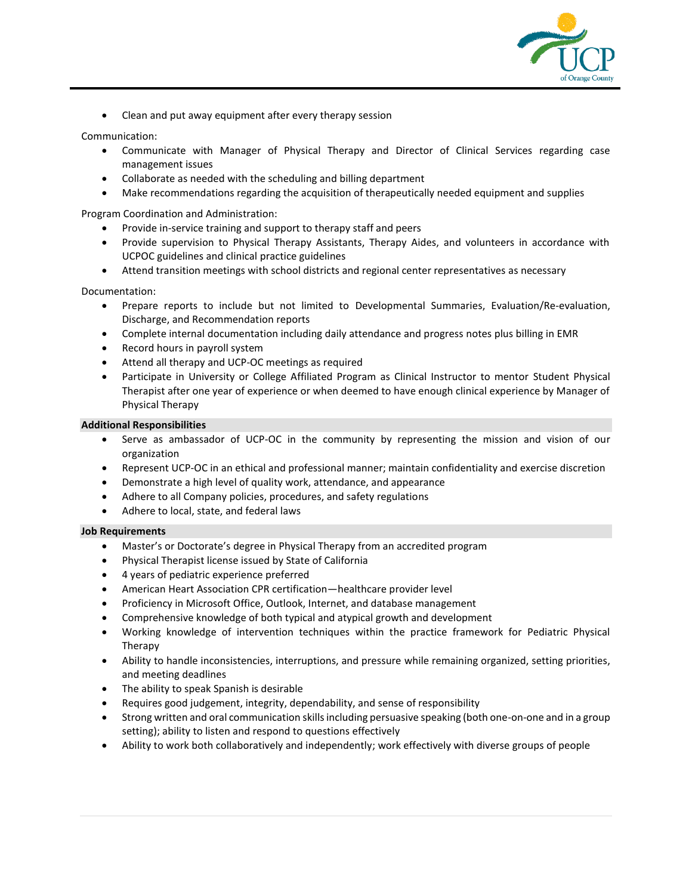- Clean and put away equipment after every therapy session

Communication:

- Communicate with Manager of Physical Therapy and Director of Clinical Services regarding case management issues
- Collaborate as needed with the scheduling and billing department
- Make recommendations regarding the acquisition of therapeutically needed equipment and supplies

Program Coordination and Administration:

- Provide in-service training and support to therapy staff and peers
- Provide supervision to Physical Therapy Assistants, Therapy Aides, and volunteers in accordance with UCPOC guidelines and clinical practice guidelines
- Attend transition meetings with school districts and regional center representatives as necessary

Documentation:

- Prepare reports to include but not limited to Developmental Summaries, Evaluation/Re-evaluation, Discharge, and Recommendation reports
- Complete internal documentation including daily attendance and progress notes plus billing in EMR
- Record hours in payroll system
- Attend all therapy and UCP-OC meetings as required
- Participate in University or College Affiliated Program as Clinical Instructor to mentor Student Physical Therapist after one year of experience or when deemed to have enough clinical experience by Manager of Physical Therapy

**Additional Responsibilities**

- Serve as ambassador of UCP-OC in the community by representing the mission and vision of our organization
- Represent UCP-OC in an ethical and professional manner; maintain confidentiality and exercise discretion
- Demonstrate a high level of quality work, attendance, and appearance
- Adhere to all Company policies, procedures, and safety regulations
- Adhere to local, state, and federal laws

**Job Requirements**

- Master's or Doctorate's degree in Physical Therapy from an accredited program
- Physical Therapist license issued by State of California
- 4 years of pediatric experience preferred
- American Heart Association CPR certification—healthcare provider level
- Proficiency in Microsoft Office, Outlook, Internet, and database management
- Comprehensive knowledge of both typical and atypical growth and development
- Working knowledge of intervention techniques within the practice framework for Pediatric Physical Therapy
- Ability to handle inconsistencies, interruptions, and pressure while remaining organized, setting priorities, and meeting deadlines
- The ability to speak Spanish is desirable
- Requires good judgement, integrity, dependability, and sense of responsibility
- Strong written and oral communication skills including persuasive speaking (both one-on-one and in a group setting); ability to listen and respond to questions effectively
- Ability to work both collaboratively and independently; work effectively with diverse groups of people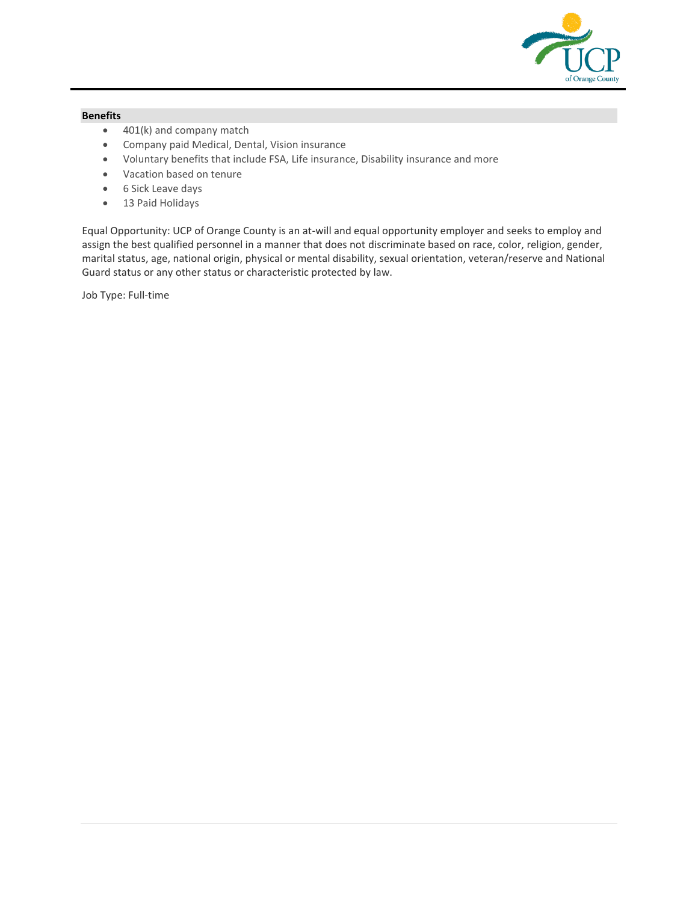**Benefits**

- 401(k) and company match
- Company paid Medical, Dental, Vision insurance
- Voluntary benefits that include FSA, Life insurance, Disability insurance and more
- Vacation based on tenure
- 6 Sick Leave days
- 13 Paid Holidays

Equal Opportunity: UCP of Orange County is an at-will and equal opportunity employer and seeks to employ and assign the best qualified personnel in a manner that does not discriminate based on race, color, religion, gender, marital status, age, national origin, physical or mental disability, sexual orientation, veteran/reserve and National Guard status or any other status or characteristic protected by law.

Job Type: Full-time